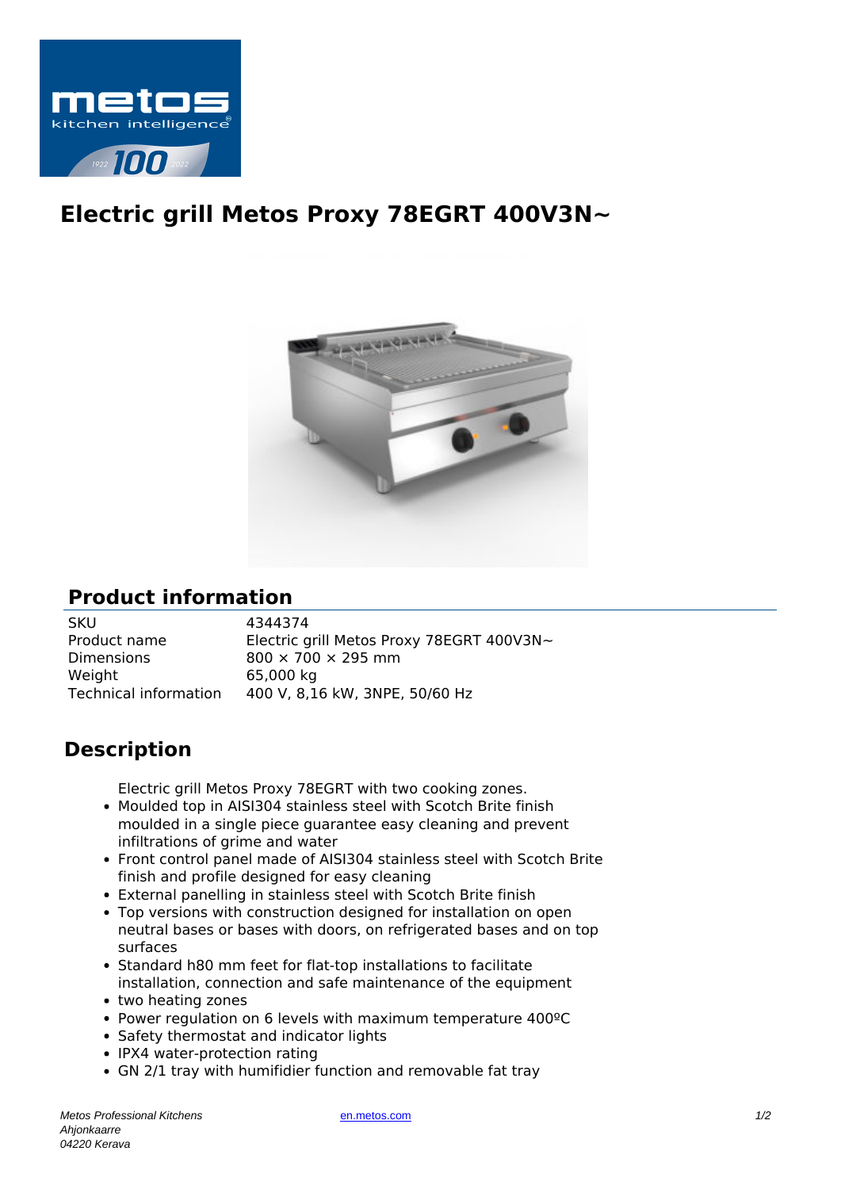# Electric grill Metos Proxy 78EGRT 400V3N~

## Product information

| | |
|---|---|
| SKU | 4344374 |
| Product name | Electric grill Metos Proxy 78EGRT 400V3N~ |
| Dimensions | 800 × 700 × 295 mm |
| Weight | 65,000 kg |
| Technical information | 400 V, 8,16 kW, 3NPE, 50/60 Hz |

## Description

Electric grill Metos Proxy 78EGRT with two cooking zones.

- Moulded top in AISI304 stainless steel with Scotch Brite finish moulded in a single piece guarantee easy cleaning and prevent infiltrations of grime and water
- Front control panel made of AISI304 stainless steel with Scotch Brite finish and profile designed for easy cleaning
- External panelling in stainless steel with Scotch Brite finish
- Top versions with construction designed for installation on open neutral bases or bases with doors, on refrigerated bases and on top surfaces
- Standard h80 mm feet for flat-top installations to facilitate installation, connection and safe maintenance of the equipment
- two heating zones
- Power regulation on 6 levels with maximum temperature 400ºC
- Safety thermostat and indicator lights
- IPX4 water-protection rating
- GN 2/1 tray with humifidier function and removable fat tray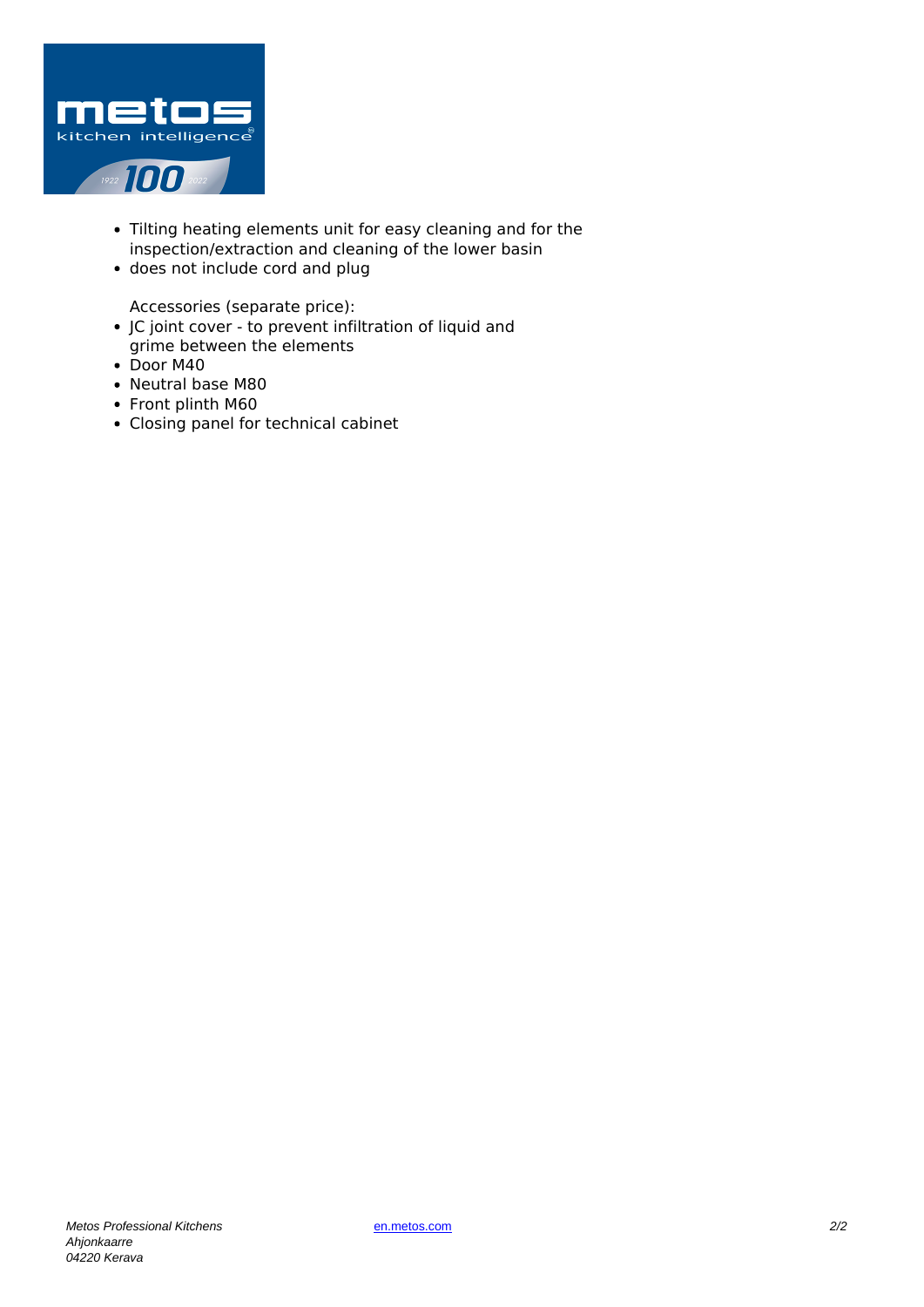- Tilting heating elements unit for easy cleaning and for the inspection/extraction and cleaning of the lower basin
- does not include cord and plug

Accessories (separate price):

- JC joint cover - to prevent infiltration of liquid and grime between the elements
- Door M40
- Neutral base M80
- Front plinth M60
- Closing panel for technical cabinet